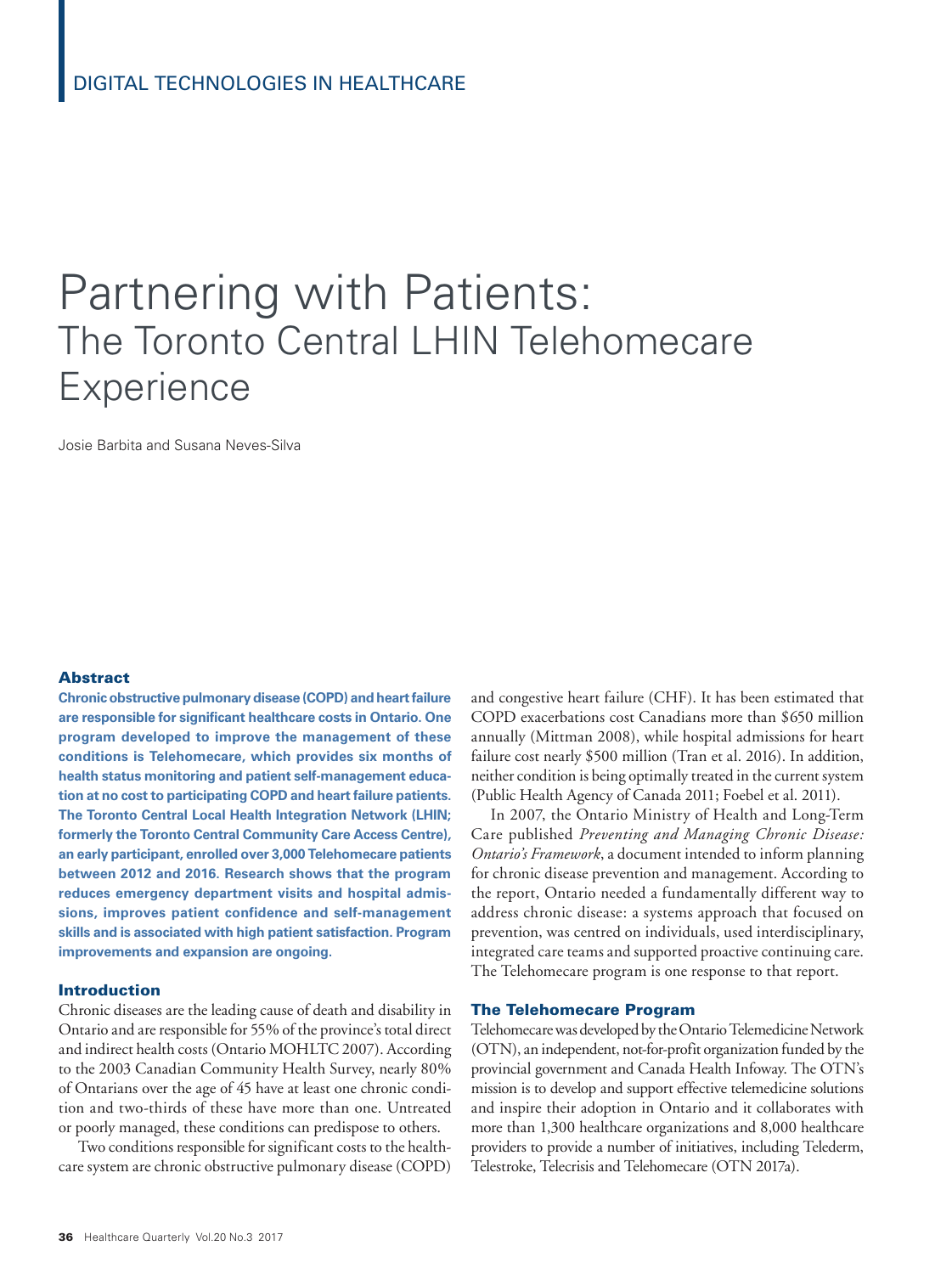DIGITAL TECHNOLOGIES IN HEALTHCARE

# Partnering with Patients: The Toronto Central LHIN Telehomecare Experience

Josie Barbita and Susana Neves-Silva

## Abstract

**Chronic obstructive pulmonary disease (COPD) and heart failure are responsible for significant healthcare costs in Ontario. One program developed to improve the management of these conditions is Telehomecare, which provides six months of health status monitoring and patient self-management education at no cost to participating COPD and heart failure patients. The Toronto Central Local Health Integration Network (LHIN; formerly the Toronto Central Community Care Access Centre), an early participant, enrolled over 3,000 Telehomecare patients between 2012 and 2016. Research shows that the program reduces emergency department visits and hospital admissions, improves patient confidence and self-management skills and is associated with high patient satisfaction. Program improvements and expansion are ongoing.**

## Introduction

Chronic diseases are the leading cause of death and disability in Ontario and are responsible for 55% of the province's total direct and indirect health costs (Ontario MOHLTC 2007). According to the 2003 Canadian Community Health Survey, nearly 80% of Ontarians over the age of 45 have at least one chronic condition and two-thirds of these have more than one. Untreated or poorly managed, these conditions can predispose to others.

Two conditions responsible for significant costs to the healthcare system are chronic obstructive pulmonary disease (COPD) and congestive heart failure (CHF). It has been estimated that COPD exacerbations cost Canadians more than $650 million annually (Mittman 2008), while hospital admissions for heart failure cost nearly $500 million (Tran et al. 2016). In addition, neither condition is being optimally treated in the current system (Public Health Agency of Canada 2011; Foebel et al. 2011).

In 2007, the Ontario Ministry of Health and Long-Term Care published *Preventing and Managing Chronic Disease: Ontario's Framework*, a document intended to inform planning for chronic disease prevention and management. According to the report, Ontario needed a fundamentally different way to address chronic disease: a systems approach that focused on prevention, was centred on individuals, used interdisciplinary, integrated care teams and supported proactive continuing care. The Telehomecare program is one response to that report.

## The Telehomecare Program

Telehomecare was developed by the Ontario Telemedicine Network (OTN), an independent, not-for-profit organization funded by the provincial government and Canada Health Infoway. The OTN's mission is to develop and support effective telemedicine solutions and inspire their adoption in Ontario and it collaborates with more than 1,300 healthcare organizations and 8,000 healthcare providers to provide a number of initiatives, including Telederm, Telestroke, Telecrisis and Telehomecare (OTN 2017a).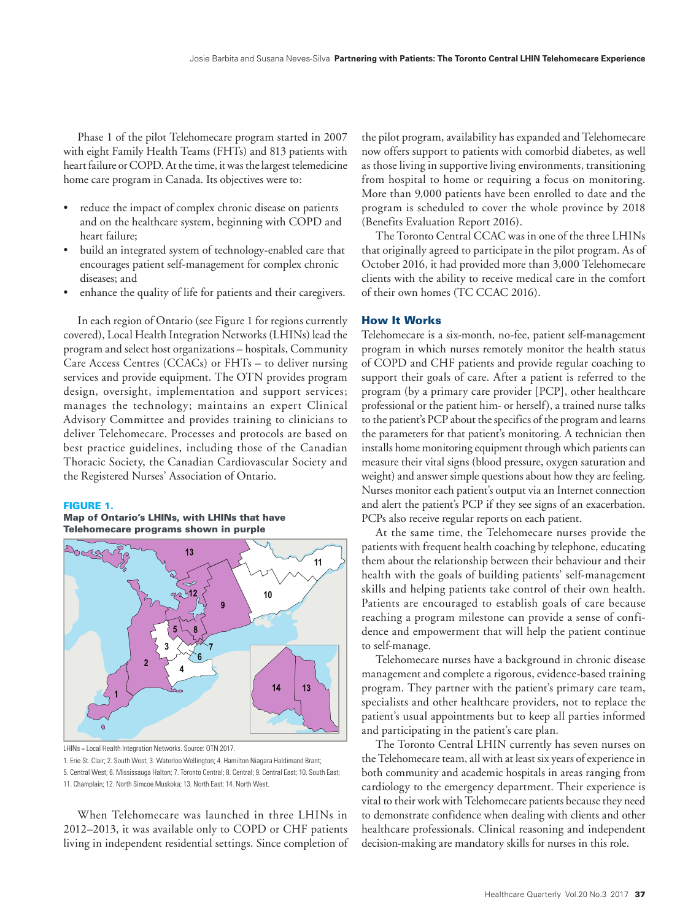Phase 1 of the pilot Telehomecare program started in 2007 with eight Family Health Teams (FHTs) and 813 patients with heart failure or COPD. At the time, it was the largest telemedicine home care program in Canada. Its objectives were to:

- reduce the impact of complex chronic disease on patients and on the healthcare system, beginning with COPD and heart failure;
- build an integrated system of technology-enabled care that encourages patient self-management for complex chronic diseases; and
- enhance the quality of life for patients and their caregivers.

In each region of Ontario (see Figure 1 for regions currently covered), Local Health Integration Networks (LHINs) lead the program and select host organizations – hospitals, Community Care Access Centres (CCACs) or FHTs – to deliver nursing services and provide equipment. The OTN provides program design, oversight, implementation and support services; manages the technology; maintains an expert Clinical Advisory Committee and provides training to clinicians to deliver Telehomecare. Processes and protocols are based on best practice guidelines, including those of the Canadian Thoracic Society, the Canadian Cardiovascular Society and the Registered Nurses' Association of Ontario.

**FIGURE 1.**
**Map of Ontario's LHINs, with LHINs that have Telehomecare programs shown in purple**

LHINs = Local Health Integration Networks. Source: OTN 2017.

1. Erie St. Clair; 2. South West; 3. Waterloo Wellington; 4. Hamilton Niagara Haldimand Brant; 5. Central West; 6. Mississauga Halton; 7. Toronto Central; 8. Central; 9. Central East; 10. South East; 11. Champlain; 12. North Simcoe Muskoka; 13. North East; 14. North West.

When Telehomecare was launched in three LHINs in 2012–2013, it was available only to COPD or CHF patients living in independent residential settings. Since completion of the pilot program, availability has expanded and Telehomecare now offers support to patients with comorbid diabetes, as well as those living in supportive living environments, transitioning from hospital to home or requiring a focus on monitoring. More than 9,000 patients have been enrolled to date and the program is scheduled to cover the whole province by 2018 (Benefits Evaluation Report 2016).

The Toronto Central CCAC was in one of the three LHINs that originally agreed to participate in the pilot program. As of October 2016, it had provided more than 3,000 Telehomecare clients with the ability to receive medical care in the comfort of their own homes (TC CCAC 2016).

## How It Works

Telehomecare is a six-month, no-fee, patient self-management program in which nurses remotely monitor the health status of COPD and CHF patients and provide regular coaching to support their goals of care. After a patient is referred to the program (by a primary care provider [PCP], other healthcare professional or the patient him- or herself), a trained nurse talks to the patient's PCP about the specifics of the program and learns the parameters for that patient's monitoring. A technician then installs home monitoring equipment through which patients can measure their vital signs (blood pressure, oxygen saturation and weight) and answer simple questions about how they are feeling. Nurses monitor each patient's output via an Internet connection and alert the patient's PCP if they see signs of an exacerbation. PCPs also receive regular reports on each patient.

At the same time, the Telehomecare nurses provide the patients with frequent health coaching by telephone, educating them about the relationship between their behaviour and their health with the goals of building patients' self-management skills and helping patients take control of their own health. Patients are encouraged to establish goals of care because reaching a program milestone can provide a sense of confidence and empowerment that will help the patient continue to self-manage.

Telehomecare nurses have a background in chronic disease management and complete a rigorous, evidence-based training program. They partner with the patient's primary care team, specialists and other healthcare providers, not to replace the patient's usual appointments but to keep all parties informed and participating in the patient's care plan.

The Toronto Central LHIN currently has seven nurses on the Telehomecare team, all with at least six years of experience in both community and academic hospitals in areas ranging from cardiology to the emergency department. Their experience is vital to their work with Telehomecare patients because they need to demonstrate confidence when dealing with clients and other healthcare professionals. Clinical reasoning and independent decision-making are mandatory skills for nurses in this role.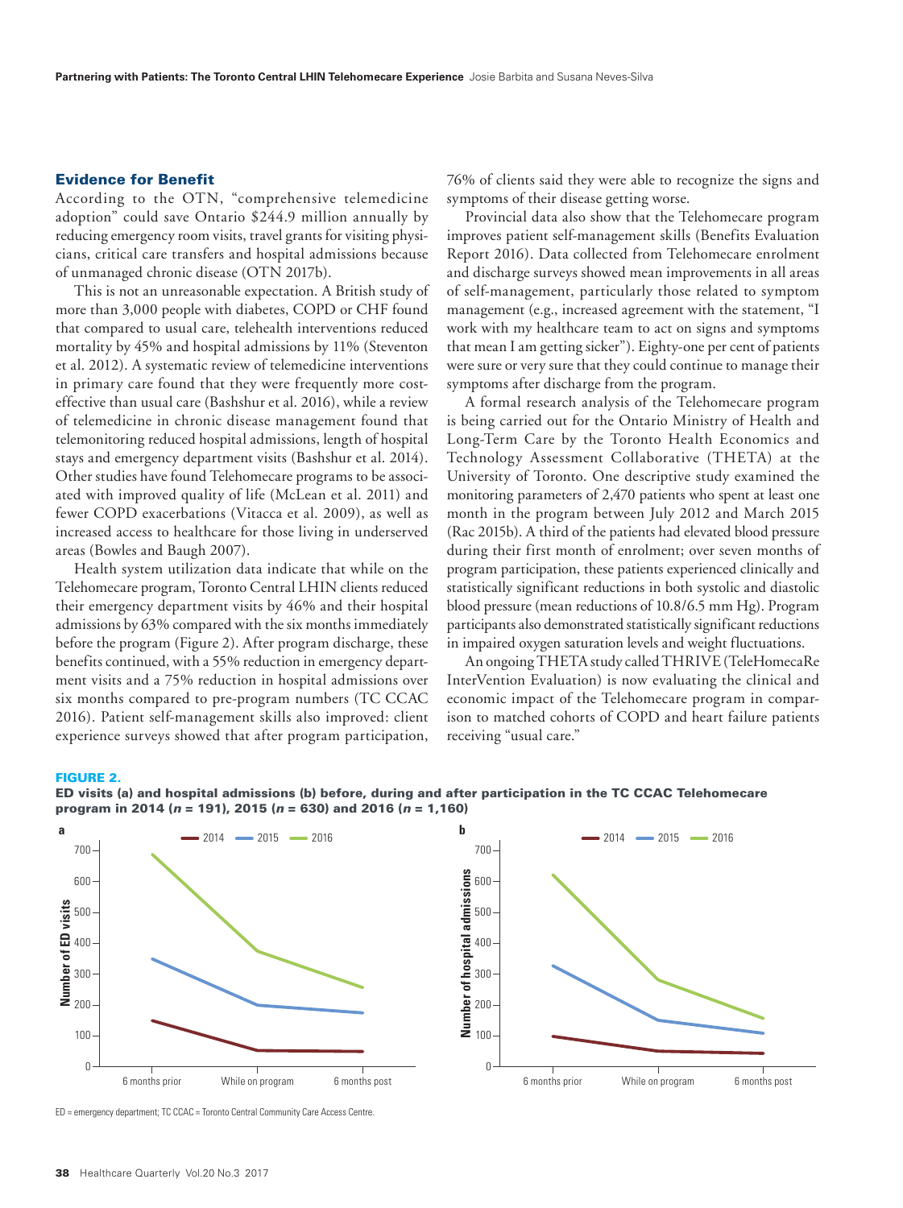## Evidence for Benefit

According to the OTN, "comprehensive telemedicine adoption" could save Ontario $244.9 million annually by reducing emergency room visits, travel grants for visiting physicians, critical care transfers and hospital admissions because of unmanaged chronic disease (OTN 2017b).

This is not an unreasonable expectation. A British study of more than 3,000 people with diabetes, COPD or CHF found that compared to usual care, telehealth interventions reduced mortality by 45% and hospital admissions by 11% (Steventon et al. 2012). A systematic review of telemedicine interventions in primary care found that they were frequently more cost-effective than usual care (Bashshur et al. 2016), while a review of telemedicine in chronic disease management found that telemonitoring reduced hospital admissions, length of hospital stays and emergency department visits (Bashshur et al. 2014). Other studies have found Telehomecare programs to be associated with improved quality of life (McLean et al. 2011) and fewer COPD exacerbations (Vitacca et al. 2009), as well as increased access to healthcare for those living in underserved areas (Bowles and Baugh 2007).

Health system utilization data indicate that while on the Telehomecare program, Toronto Central LHIN clients reduced their emergency department visits by 46% and their hospital admissions by 63% compared with the six months immediately before the program (Figure 2). After program discharge, these benefits continued, with a 55% reduction in emergency department visits and a 75% reduction in hospital admissions over six months compared to pre-program numbers (TC CCAC 2016). Patient self-management skills also improved: client experience surveys showed that after program participation, 76% of clients said they were able to recognize the signs and symptoms of their disease getting worse.

Provincial data also show that the Telehomecare program improves patient self-management skills (Benefits Evaluation Report 2016). Data collected from Telehomecare enrolment and discharge surveys showed mean improvements in all areas of self-management, particularly those related to symptom management (e.g., increased agreement with the statement, "I work with my healthcare team to act on signs and symptoms that mean I am getting sicker"). Eighty-one per cent of patients were sure or very sure that they could continue to manage their symptoms after discharge from the program.

A formal research analysis of the Telehomecare program is being carried out for the Ontario Ministry of Health and Long-Term Care by the Toronto Health Economics and Technology Assessment Collaborative (THETA) at the University of Toronto. One descriptive study examined the monitoring parameters of 2,470 patients who spent at least one month in the program between July 2012 and March 2015 (Rac 2015b). A third of the patients had elevated blood pressure during their first month of enrolment; over seven months of program participation, these patients experienced clinically and statistically significant reductions in both systolic and diastolic blood pressure (mean reductions of 10.8/6.5 mm Hg). Program participants also demonstrated statistically significant reductions in impaired oxygen saturation levels and weight fluctuations.

An ongoing THETA study called THRIVE (TeleHomecaRe InterVention Evaluation) is now evaluating the clinical and economic impact of the Telehomecare program in comparison to matched cohorts of COPD and heart failure patients receiving "usual care."

**FIGURE 2.**
**ED visits (a) and hospital admissions (b) before, during and after participation in the TC CCAC Telehomecare program in 2014 (*n* = 191), 2015 (*n* = 630) and 2016 (*n* = 1,160)**

ED = emergency department; TC CCAC = Toronto Central Community Care Access Centre.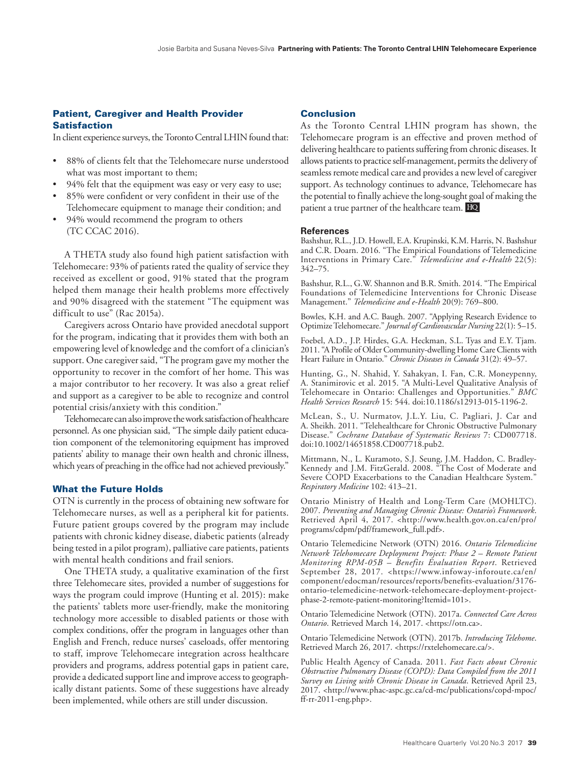### Patient, Caregiver and Health Provider Satisfaction

In client experience surveys, the Toronto Central LHIN found that:

- 88% of clients felt that the Telehomecare nurse understood what was most important to them;
- 94% felt that the equipment was easy or very easy to use;
- 85% were confident or very confident in their use of the Telehomecare equipment to manage their condition; and
- 94% would recommend the program to others (TC CCAC 2016).

A THETA study also found high patient satisfaction with Telehomecare: 93% of patients rated the quality of service they received as excellent or good, 91% stated that the program helped them manage their health problems more effectively and 90% disagreed with the statement "The equipment was difficult to use" (Rac 2015a).

Caregivers across Ontario have provided anecdotal support for the program, indicating that it provides them with both an empowering level of knowledge and the comfort of a clinician's support. One caregiver said, "The program gave my mother the opportunity to recover in the comfort of her home. This was a major contributor to her recovery. It was also a great relief and support as a caregiver to be able to recognize and control potential crisis/anxiety with this condition."

Telehomecare can also improve the work satisfaction of healthcare personnel. As one physician said, "The simple daily patient education component of the telemonitoring equipment has improved patients' ability to manage their own health and chronic illness, which years of preaching in the office had not achieved previously."

### What the Future Holds

OTN is currently in the process of obtaining new software for Telehomecare nurses, as well as a peripheral kit for patients. Future patient groups covered by the program may include patients with chronic kidney disease, diabetic patients (already being tested in a pilot program), palliative care patients, patients with mental health conditions and frail seniors.

One THETA study, a qualitative examination of the first three Telehomecare sites, provided a number of suggestions for ways the program could improve (Hunting et al. 2015): make the patients' tablets more user-friendly, make the monitoring technology more accessible to disabled patients or those with complex conditions, offer the program in languages other than English and French, reduce nurses' caseloads, offer mentoring to staff, improve Telehomecare integration across healthcare providers and programs, address potential gaps in patient care, provide a dedicated support line and improve access to geographically distant patients. Some of these suggestions have already been implemented, while others are still under discussion.

### Conclusion

As the Toronto Central LHIN program has shown, the Telehomecare program is an effective and proven method of delivering healthcare to patients suffering from chronic diseases. It allows patients to practice self-management, permits the delivery of seamless remote medical care and provides a new level of caregiver support. As technology continues to advance, Telehomecare has the potential to finally achieve the long-sought goal of making the patient a true partner of the healthcare team. HQ

### References

Bashshur, R.L., J.D. Howell, E.A. Krupinski, K.M. Harris, N. Bashshur and C.R. Doarn. 2016. "The Empirical Foundations of Telemedicine Interventions in Primary Care." *Telemedicine and e-Health* 22(5): 342–75.

Bashshur, R.L., G.W. Shannon and B.R. Smith. 2014. "The Empirical Foundations of Telemedicine Interventions for Chronic Disease Management." *Telemedicine and e-Health* 20(9): 769–800.

Bowles, K.H. and A.C. Baugh. 2007. "Applying Research Evidence to Optimize Telehomecare." *Journal of Cardiovascular Nursing* 22(1): 5–15.

Foebel, A.D., J.P. Hirdes, G.A. Heckman, S.L. Tyas and E.Y. Tjam. 2011. "A Profile of Older Community-dwelling Home Care Clients with Heart Failure in Ontario." *Chronic Diseases in Canada* 31(2): 49–57.

Hunting, G., N. Shahid, Y. Sahakyan, I. Fan, C.R. Moneypenny, A. Stanimirovic et al. 2015. "A Multi-Level Qualitative Analysis of Telehomecare in Ontario: Challenges and Opportunities." *BMC Health Services Research* 15: 544. doi:10.1186/s12913-015-1196-2.

McLean, S., U. Nurmatov, J.L.Y. Liu, C. Pagliari, J. Car and A. Sheikh. 2011. "Telehealthcare for Chronic Obstructive Pulmonary Disease." *Cochrane Database of Systematic Reviews* 7: CD007718. doi:10.1002/14651858.CD007718.pub2.

Mittmann, N., L. Kuramoto, S.J. Seung, J.M. Haddon, C. Bradley-Kennedy and J.M. FitzGerald. 2008. "The Cost of Moderate and Severe COPD Exacerbations to the Canadian Healthcare System." *Respiratory Medicine* 102: 413–21.

Ontario Ministry of Health and Long-Term Care (MOHLTC). 2007. *Preventing and Managing Chronic Disease: Ontario's Framework*. Retrieved April 4, 2017. <http://www.health.gov.on.ca/en/pro/programs/cdpm/pdf/framework_full.pdf>.

Ontario Telemedicine Network (OTN) 2016. *Ontario Telemedicine Network Telehomecare Deployment Project: Phase 2 – Remote Patient Monitoring RPM-05B – Benefits Evaluation Report*. Retrieved September 28, 2017. <https://www.infoway-inforoute.ca/en/component/edocman/resources/reports/benefits-evaluation/3176-ontario-telemedicine-network-telehomecare-deployment-project-phase-2-remote-patient-monitoring?Itemid=101>.

Ontario Telemedicine Network (OTN). 2017a. *Connected Care Across Ontario*. Retrieved March 14, 2017. <https://otn.ca>.

Ontario Telemedicine Network (OTN). 2017b. *Introducing Telehome*. Retrieved March 26, 2017. <https://rxtelehomecare.ca/>.

Public Health Agency of Canada. 2011. *Fast Facts about Chronic Obstructive Pulmonary Disease (COPD): Data Compiled from the 2011 Survey on Living with Chronic Disease in Canada*. Retrieved April 23, 2017. <http://www.phac-aspc.gc.ca/cd-mc/publications/copd-mpoc/ff-rr-2011-eng.php>.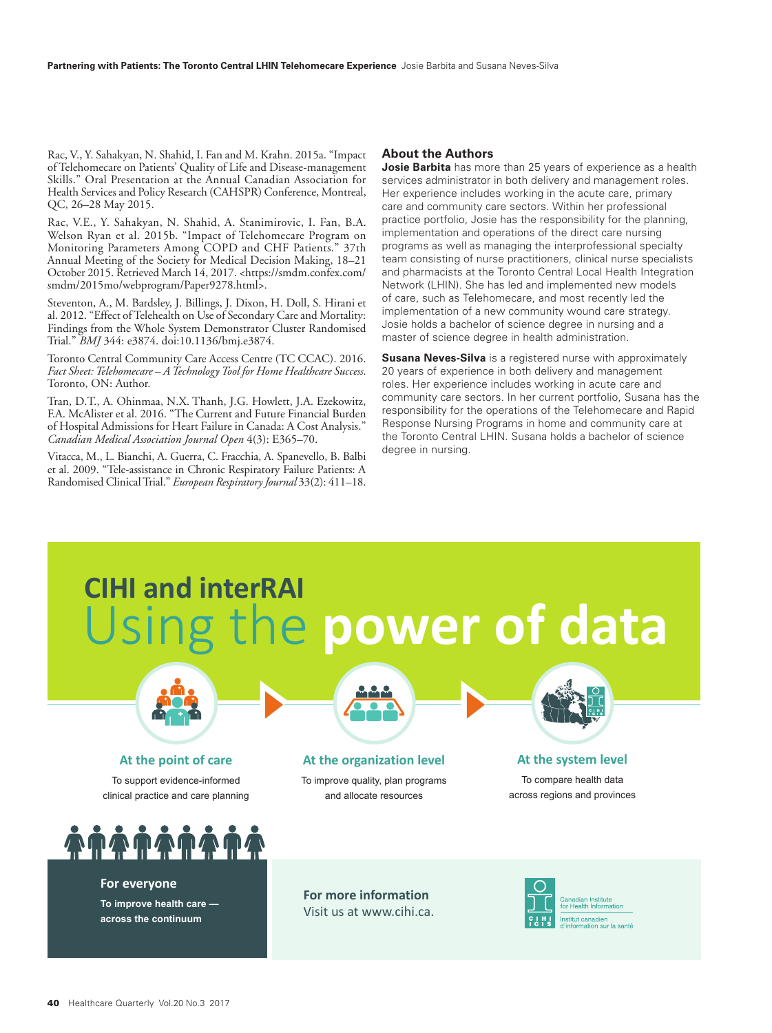Rac, V., Y. Sahakyan, N. Shahid, I. Fan and M. Krahn. 2015a. "Impact of Telehomecare on Patients' Quality of Life and Disease-management Skills." Oral Presentation at the Annual Canadian Association for Health Services and Policy Research (CAHSPR) Conference, Montreal, QC, 26–28 May 2015.

Rac, V.E., Y. Sahakyan, N. Shahid, A. Stanimirovic, I. Fan, B.A. Welson Ryan et al. 2015b. "Impact of Telehomecare Program on Monitoring Parameters Among COPD and CHF Patients." 37th Annual Meeting of the Society for Medical Decision Making, 18–21 October 2015. Retrieved March 14, 2017. <https://smdm.confex.com/smdm/2015mo/webprogram/Paper9278.html>.

Steventon, A., M. Bardsley, J. Billings, J. Dixon, H. Doll, S. Hirani et al. 2012. "Effect of Telehealth on Use of Secondary Care and Mortality: Findings from the Whole System Demonstrator Cluster Randomised Trial." *BMJ* 344: e3874. doi:10.1136/bmj.e3874.

Toronto Central Community Care Access Centre (TC CCAC). 2016. *Fact Sheet: Telehomecare – A Technology Tool for Home Healthcare Success*. Toronto, ON: Author.

Tran, D.T., A. Ohinmaa, N.X. Thanh, J.G. Howlett, J.A. Ezekowitz, F.A. McAlister et al. 2016. "The Current and Future Financial Burden of Hospital Admissions for Heart Failure in Canada: A Cost Analysis." *Canadian Medical Association Journal Open* 4(3): E365–70.

Vitacca, M., L. Bianchi, A. Guerra, C. Fracchia, A. Spanevello, B. Balbi et al. 2009. "Tele-assistance in Chronic Respiratory Failure Patients: A Randomised Clinical Trial." *European Respiratory Journal* 33(2): 411–18.

## About the Authors

**Josie Barbita** has more than 25 years of experience as a health services administrator in both delivery and management roles. Her experience includes working in the acute care, primary care and community care sectors. Within her professional practice portfolio, Josie has the responsibility for the planning, implementation and operations of the direct care nursing programs as well as managing the interprofessional specialty team consisting of nurse practitioners, clinical nurse specialists and pharmacists at the Toronto Central Local Health Integration Network (LHIN). She has led and implemented new models of care, such as Telehomecare, and most recently led the implementation of a new community wound care strategy. Josie holds a bachelor of science degree in nursing and a master of science degree in health administration.

**Susana Neves-Silva** is a registered nurse with approximately 20 years of experience in both delivery and management roles. Her experience includes working in acute care and community care sectors. In her current portfolio, Susana has the responsibility for the operations of the Telehomecare and Rapid Response Nursing Programs in home and community care at the Toronto Central LHIN. Susana holds a bachelor of science degree in nursing.

**CIHI and interRAI**
Using the **power of data**

**At the point of care**
To support evidence-informed clinical practice and care planning

**At the organization level**
To improve quality, plan programs and allocate resources

**At the system level**
To compare health data across regions and provinces

**For everyone**
To improve health care — across the continuum

**For more information**
Visit us at www.cihi.ca.

Canadian Institute for Health Information
Institut canadien d'information sur la santé